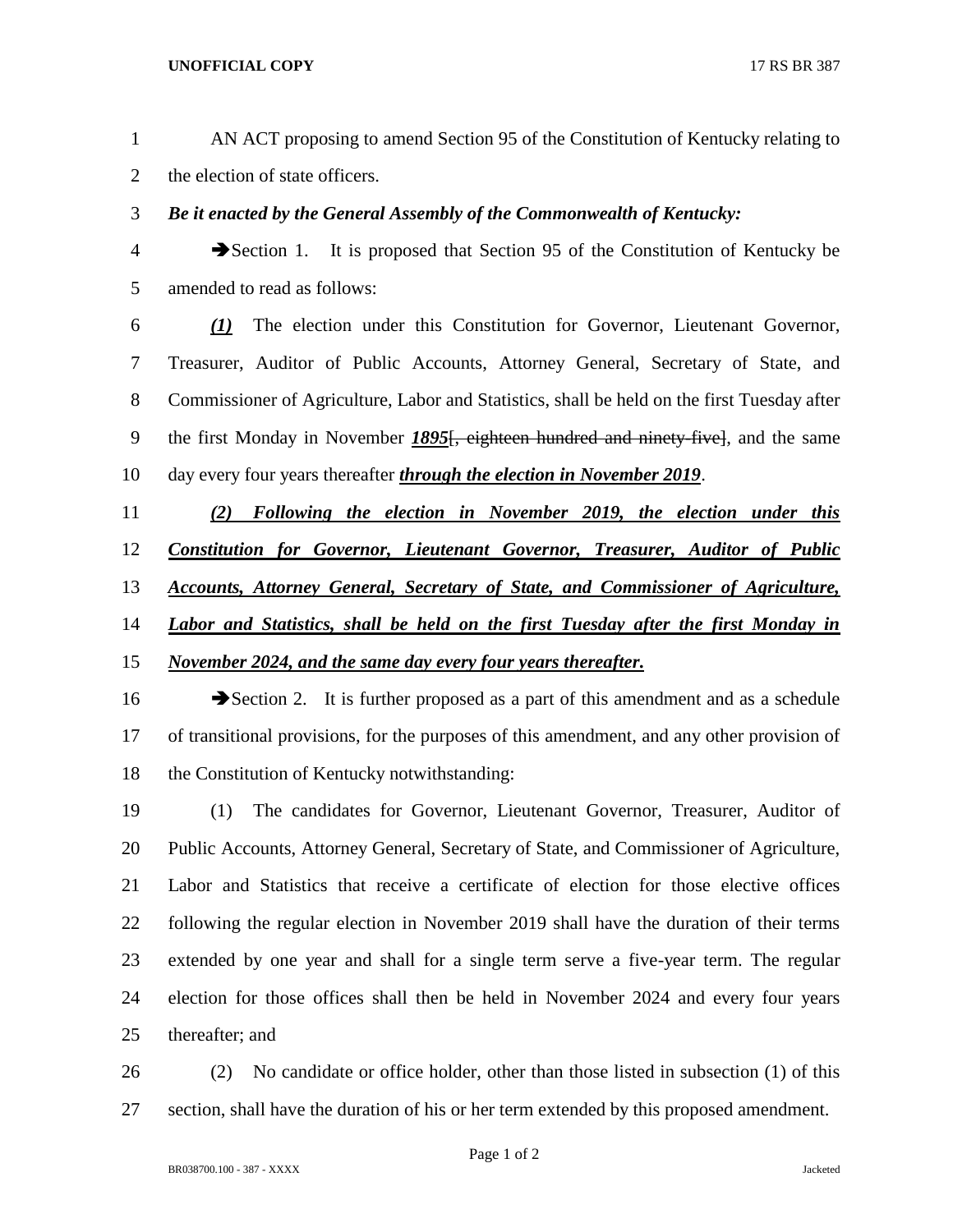AN ACT proposing to amend Section 95 of the Constitution of Kentucky relating to the election of state officers.

***Be it enacted by the General Assembly of the Commonwealth of Kentucky:***

➔Section 1. It is proposed that Section 95 of the Constitution of Kentucky be amended to read as follows:

***(1)*** The election under this Constitution for Governor, Lieutenant Governor, Treasurer, Auditor of Public Accounts, Attorney General, Secretary of State, and Commissioner of Agriculture, Labor and Statistics, shall be held on the first Tuesday after the first Monday in November ***1895***[~~, eighteen hundred and ninety-five~~], and the same day every four years thereafter ***through the election in November 2019***.

***(2) Following the election in November 2019, the election under this Constitution for Governor, Lieutenant Governor, Treasurer, Auditor of Public Accounts, Attorney General, Secretary of State, and Commissioner of Agriculture, Labor and Statistics, shall be held on the first Tuesday after the first Monday in November 2024, and the same day every four years thereafter.***

➔Section 2. It is further proposed as a part of this amendment and as a schedule of transitional provisions, for the purposes of this amendment, and any other provision of the Constitution of Kentucky notwithstanding:

(1) The candidates for Governor, Lieutenant Governor, Treasurer, Auditor of Public Accounts, Attorney General, Secretary of State, and Commissioner of Agriculture, Labor and Statistics that receive a certificate of election for those elective offices following the regular election in November 2019 shall have the duration of their terms extended by one year and shall for a single term serve a five-year term. The regular election for those offices shall then be held in November 2024 and every four years thereafter; and

(2) No candidate or office holder, other than those listed in subsection (1) of this section, shall have the duration of his or her term extended by this proposed amendment.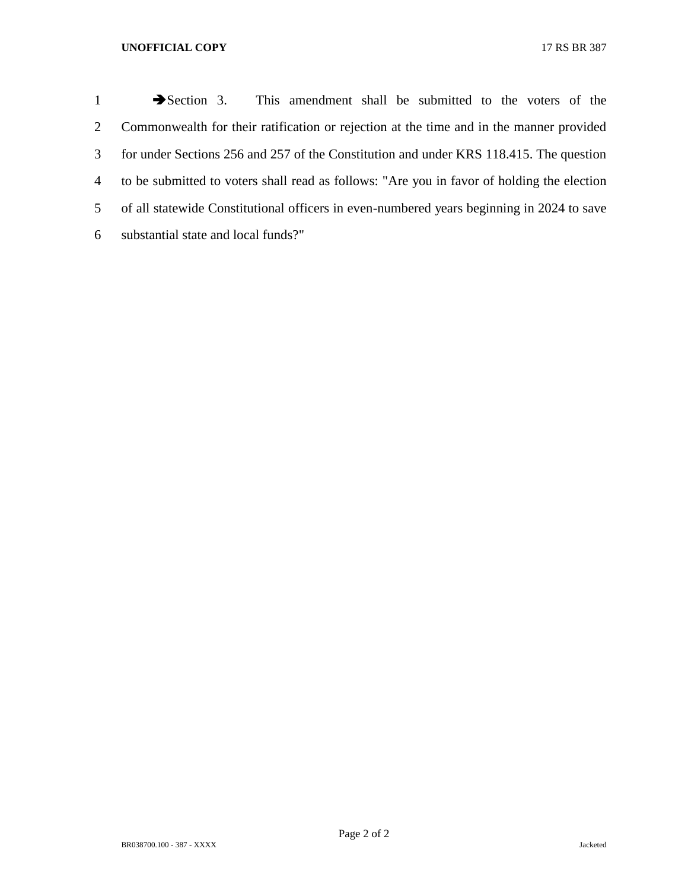➔Section 3. This amendment shall be submitted to the voters of the Commonwealth for their ratification or rejection at the time and in the manner provided for under Sections 256 and 257 of the Constitution and under KRS 118.415. The question to be submitted to voters shall read as follows: "Are you in favor of holding the election of all statewide Constitutional officers in even-numbered years beginning in 2024 to save substantial state and local funds?"